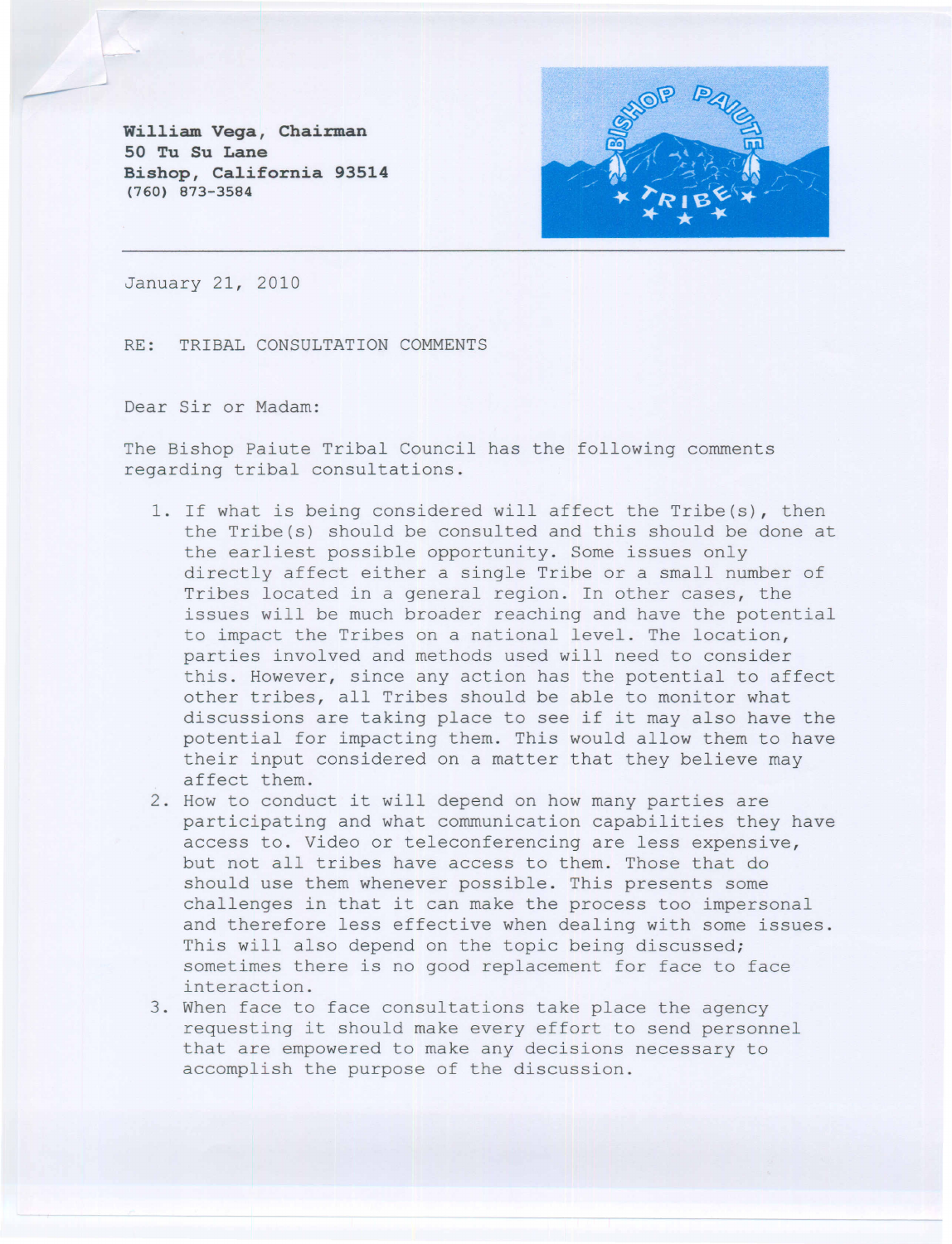**William Vega, Chairman**
**50 Tu Su Lane**
**Bishop, California 93514**
(760) 873-3584

January 21, 2010

RE: TRIBAL CONSULTATION COMMENTS

Dear Sir or Madam:

The Bishop Paiute Tribal Council has the following comments regarding tribal consultations.

1. If what is being considered will affect the Tribe(s), then the Tribe(s) should be consulted and this should be done at the earliest possible opportunity. Some issues only directly affect either a single Tribe or a small number of Tribes located in a general region. In other cases, the issues will be much broader reaching and have the potential to impact the Tribes on a national level. The location, parties involved and methods used will need to consider this. However, since any action has the potential to affect other tribes, all Tribes should be able to monitor what discussions are taking place to see if it may also have the potential for impacting them. This would allow them to have their input considered on a matter that they believe may affect them.
2. How to conduct it will depend on how many parties are participating and what communication capabilities they have access to. Video or teleconferencing are less expensive, but not all tribes have access to them. Those that do should use them whenever possible. This presents some challenges in that it can make the process too impersonal and therefore less effective when dealing with some issues. This will also depend on the topic being discussed; sometimes there is no good replacement for face to face interaction.
3. When face to face consultations take place the agency requesting it should make every effort to send personnel that are empowered to make any decisions necessary to accomplish the purpose of the discussion.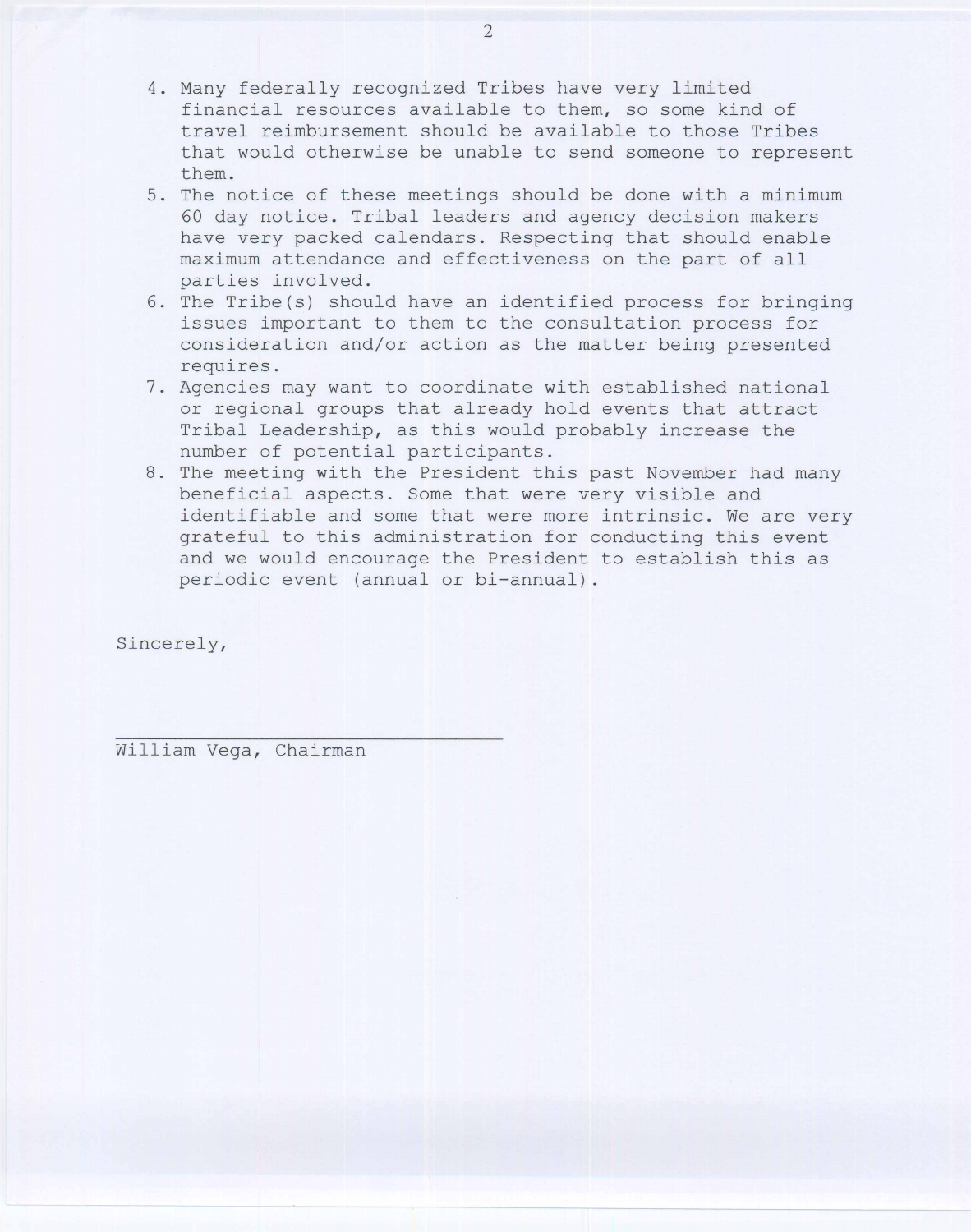4. Many federally recognized Tribes have very limited financial resources available to them, so some kind of travel reimbursement should be available to those Tribes that would otherwise be unable to send someone to represent them.
5. The notice of these meetings should be done with a minimum 60 day notice. Tribal leaders and agency decision makers have very packed calendars. Respecting that should enable maximum attendance and effectiveness on the part of all parties involved.
6. The Tribe(s) should have an identified process for bringing issues important to them to the consultation process for consideration and/or action as the matter being presented requires.
7. Agencies may want to coordinate with established national or regional groups that already hold events that attract Tribal Leadership, as this would probably increase the number of potential participants.
8. The meeting with the President this past November had many beneficial aspects. Some that were very visible and identifiable and some that were more intrinsic. We are very grateful to this administration for conducting this event and we would encourage the President to establish this as periodic event (annual or bi-annual).

Sincerely,

\_\_\_\_\_\_\_\_\_\_\_\_\_\_\_\_\_\_\_\_\_\_\_\_\_\_\_\_\_\_\_\_\_\_

William Vega, Chairman